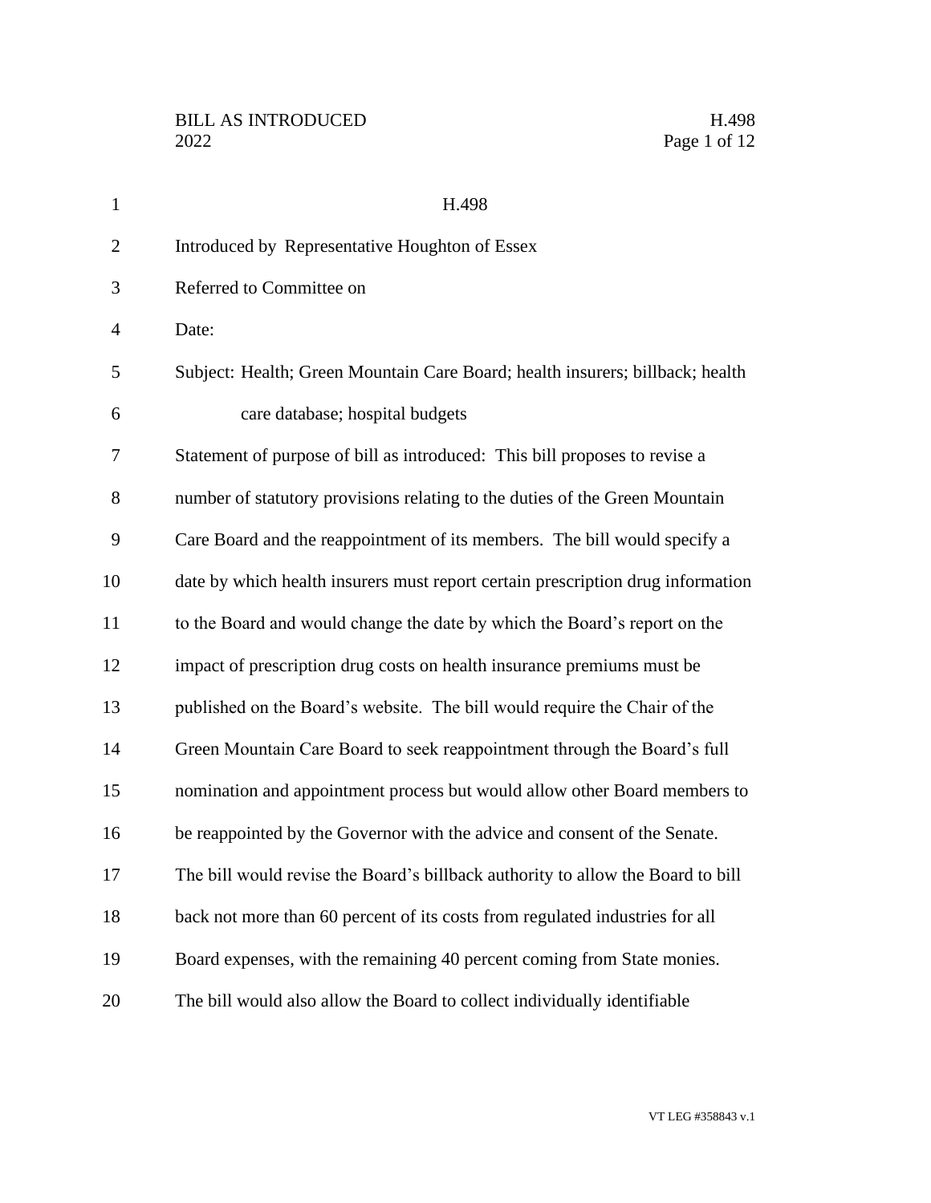# H.498

Introduced by Representative Houghton of Essex

Referred to Committee on

Date:

Subject: Health; Green Mountain Care Board; health insurers; billback; health care database; hospital budgets

Statement of purpose of bill as introduced: This bill proposes to revise a number of statutory provisions relating to the duties of the Green Mountain Care Board and the reappointment of its members. The bill would specify a date by which health insurers must report certain prescription drug information to the Board and would change the date by which the Board's report on the impact of prescription drug costs on health insurance premiums must be published on the Board's website. The bill would require the Chair of the Green Mountain Care Board to seek reappointment through the Board's full nomination and appointment process but would allow other Board members to be reappointed by the Governor with the advice and consent of the Senate. The bill would revise the Board's billback authority to allow the Board to bill back not more than 60 percent of its costs from regulated industries for all Board expenses, with the remaining 40 percent coming from State monies. The bill would also allow the Board to collect individually identifiable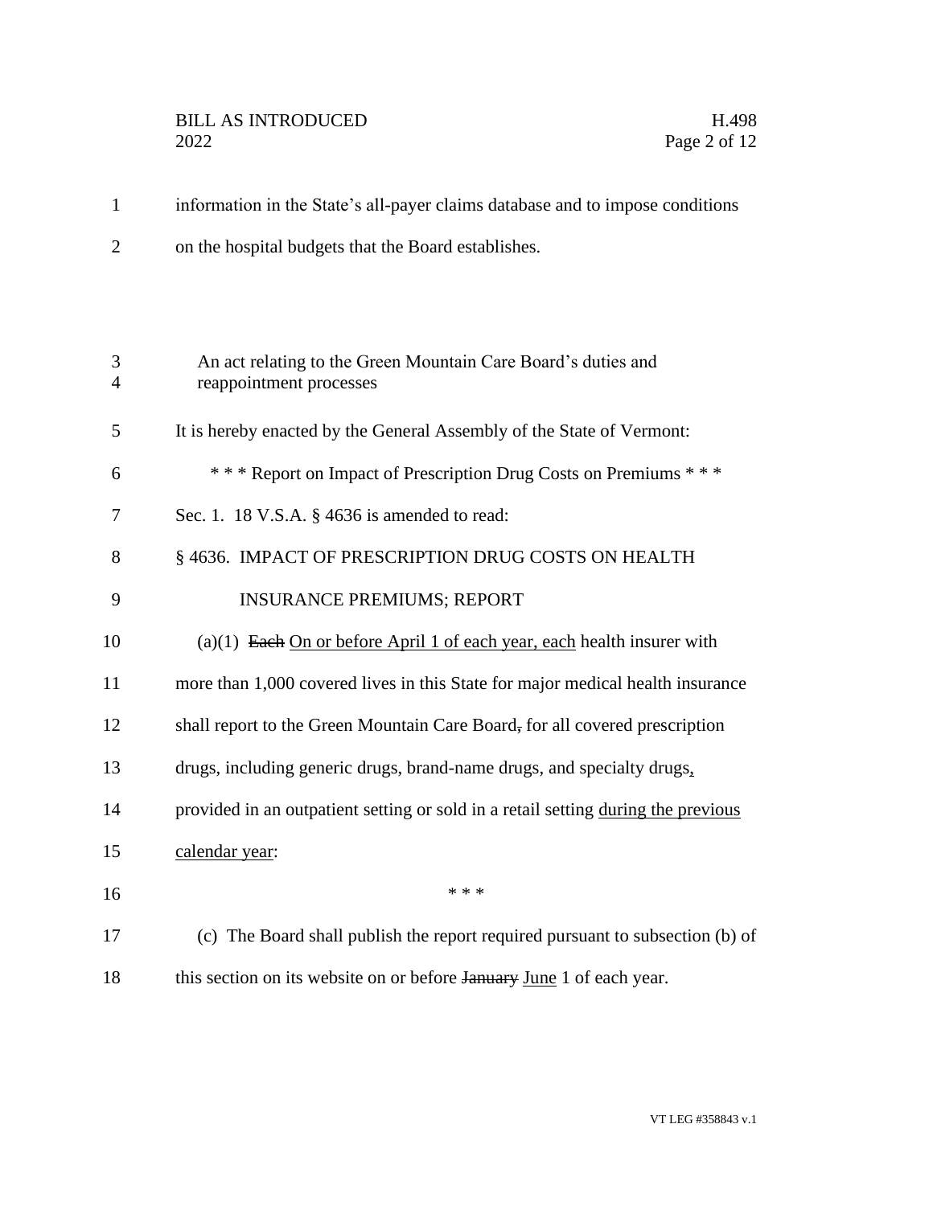information in the State's all-payer claims database and to impose conditions on the hospital budgets that the Board establishes.

An act relating to the Green Mountain Care Board's duties and reappointment processes

It is hereby enacted by the General Assembly of the State of Vermont:

\* \* \* Report on Impact of Prescription Drug Costs on Premiums \* \* \*

Sec. 1. 18 V.S.A. § 4636 is amended to read:

§ 4636. IMPACT OF PRESCRIPTION DRUG COSTS ON HEALTH INSURANCE PREMIUMS; REPORT

(a)(1) ~~Each~~ <u>On or before April 1 of each year, each</u> health insurer with more than 1,000 covered lives in this State for major medical health insurance shall report to the Green Mountain Care Board~~,~~ for all covered prescription drugs, including generic drugs, brand-name drugs, and specialty drugs<u>,</u> provided in an outpatient setting or sold in a retail setting <u>during the previous calendar year</u>:

\* \* \*

(c) The Board shall publish the report required pursuant to subsection (b) of this section on its website on or before ~~January~~ <u>June</u> 1 of each year.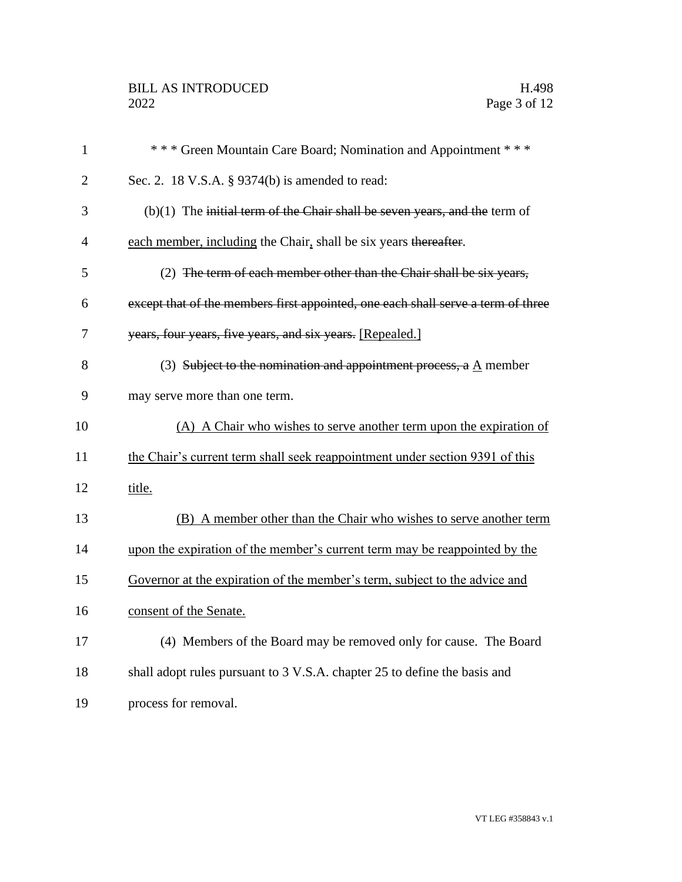\* \* \* Green Mountain Care Board; Nomination and Appointment \* \* \*

Sec. 2. 18 V.S.A. § 9374(b) is amended to read:

(b)(1) The ~~initial term of the Chair shall be seven years, and the~~ term of <u>each member, including</u> the Chair<u>,</u> shall be six years ~~thereafter~~.

(2) ~~The term of each member other than the Chair shall be six years, except that of the members first appointed, one each shall serve a term of three years, four years, five years, and six years.~~ <u>[Repealed.]</u>

(3) ~~Subject to the nomination and appointment process, a~~ <u>A</u> member may serve more than one term.

<u>(A) A Chair who wishes to serve another term upon the expiration of the Chair's current term shall seek reappointment under section 9391 of this title.</u>

<u>(B) A member other than the Chair who wishes to serve another term upon the expiration of the member's current term may be reappointed by the Governor at the expiration of the member's term, subject to the advice and consent of the Senate.</u>

(4) Members of the Board may be removed only for cause. The Board shall adopt rules pursuant to 3 V.S.A. chapter 25 to define the basis and process for removal.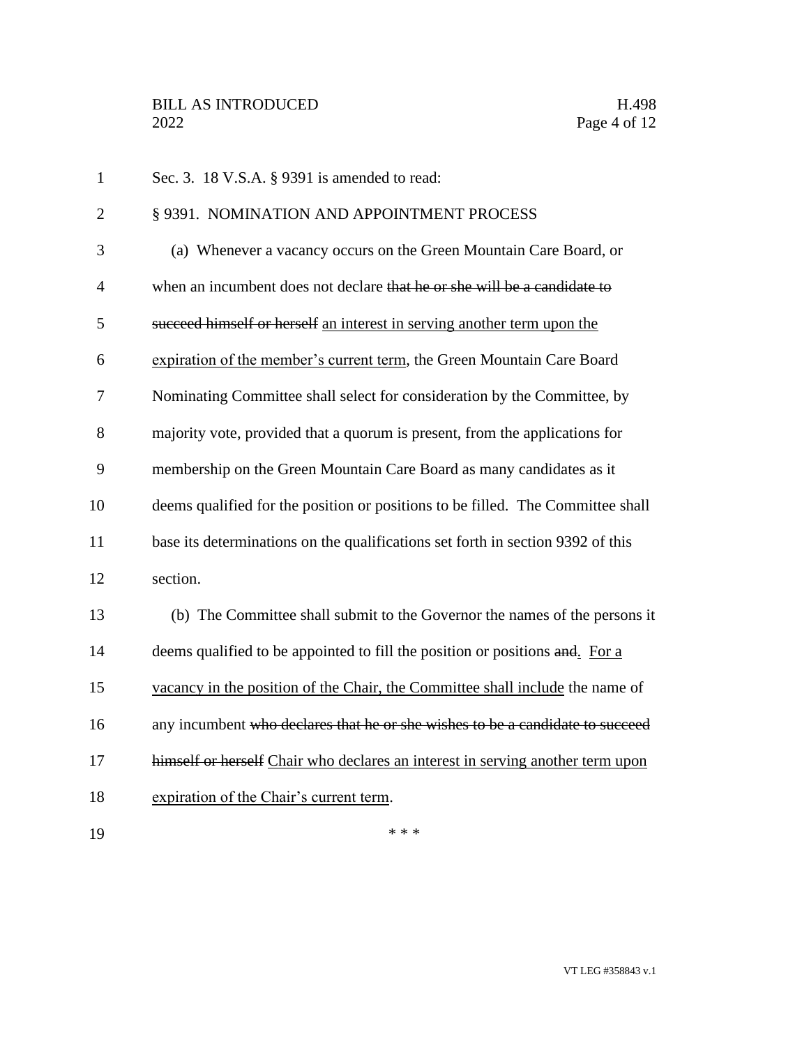Sec. 3. 18 V.S.A. § 9391 is amended to read:

§ 9391. NOMINATION AND APPOINTMENT PROCESS

(a) Whenever a vacancy occurs on the Green Mountain Care Board, or when an incumbent does not declare ~~that he or she will be a candidate to succeed himself or herself~~ an interest in serving another term upon the expiration of the member's current term, the Green Mountain Care Board Nominating Committee shall select for consideration by the Committee, by majority vote, provided that a quorum is present, from the applications for membership on the Green Mountain Care Board as many candidates as it deems qualified for the position or positions to be filled. The Committee shall base its determinations on the qualifications set forth in section 9392 of this section.

(b) The Committee shall submit to the Governor the names of the persons it deems qualified to be appointed to fill the position or positions ~~and~~. For a vacancy in the position of the Chair, the Committee shall include the name of any incumbent ~~who declares that he or she wishes to be a candidate to succeed himself or herself~~ Chair who declares an interest in serving another term upon expiration of the Chair's current term.

\* \* \*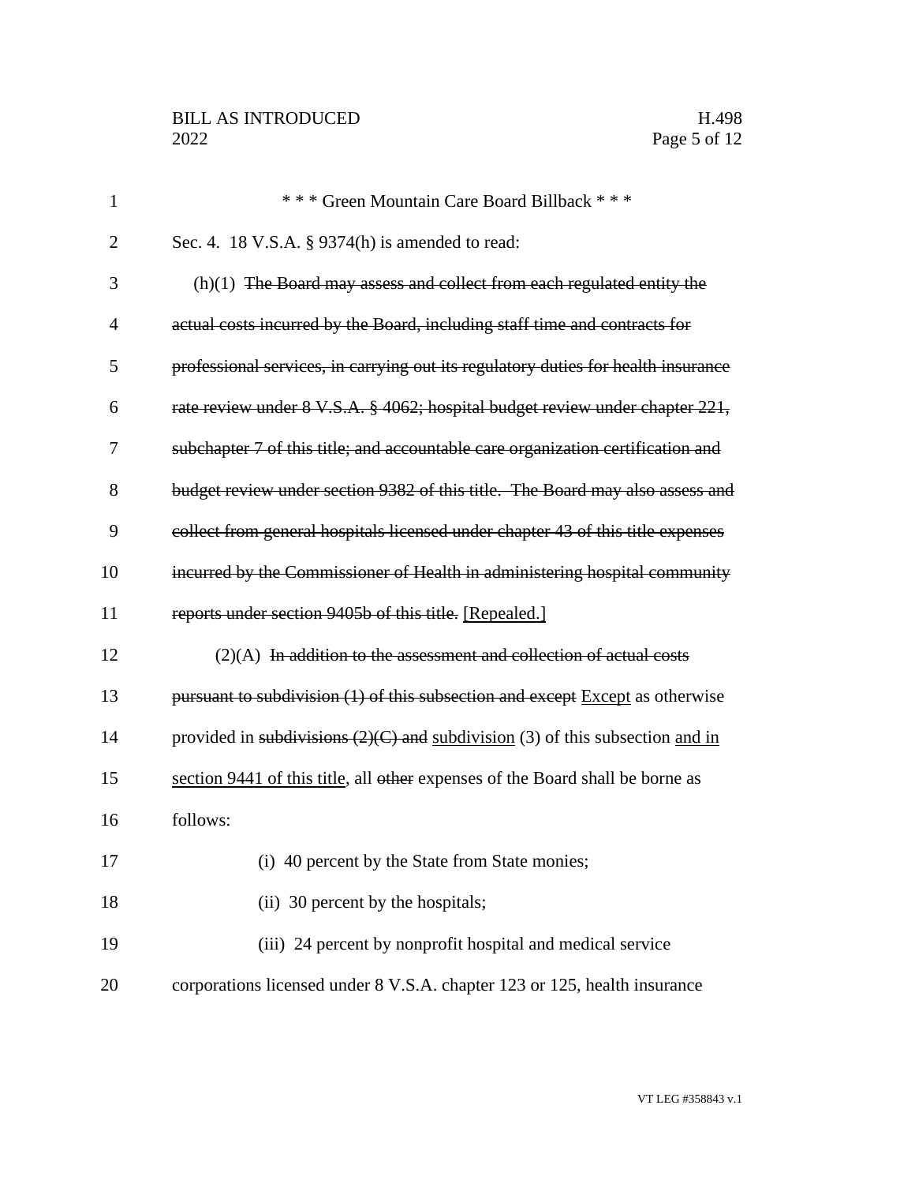\* \* \* Green Mountain Care Board Billback \* \* \*

Sec. 4. 18 V.S.A. § 9374(h) is amended to read:

(h)(1) ~~The Board may assess and collect from each regulated entity the actual costs incurred by the Board, including staff time and contracts for professional services, in carrying out its regulatory duties for health insurance rate review under 8 V.S.A. § 4062; hospital budget review under chapter 221, subchapter 7 of this title; and accountable care organization certification and budget review under section 9382 of this title. The Board may also assess and collect from general hospitals licensed under chapter 43 of this title expenses incurred by the Commissioner of Health in administering hospital community reports under section 9405b of this title.~~ <u>[Repealed.]</u>

(2)(A) ~~In addition to the assessment and collection of actual costs pursuant to subdivision (1) of this subsection and except~~ <u>Except</u> as otherwise provided in ~~subdivisions (2)(C) and~~ <u>subdivision</u> (3) of this subsection <u>and in section 9441 of this title</u>, all ~~other~~ expenses of the Board shall be borne as follows:

(i) 40 percent by the State from State monies;

(ii) 30 percent by the hospitals;

(iii) 24 percent by nonprofit hospital and medical service corporations licensed under 8 V.S.A. chapter 123 or 125, health insurance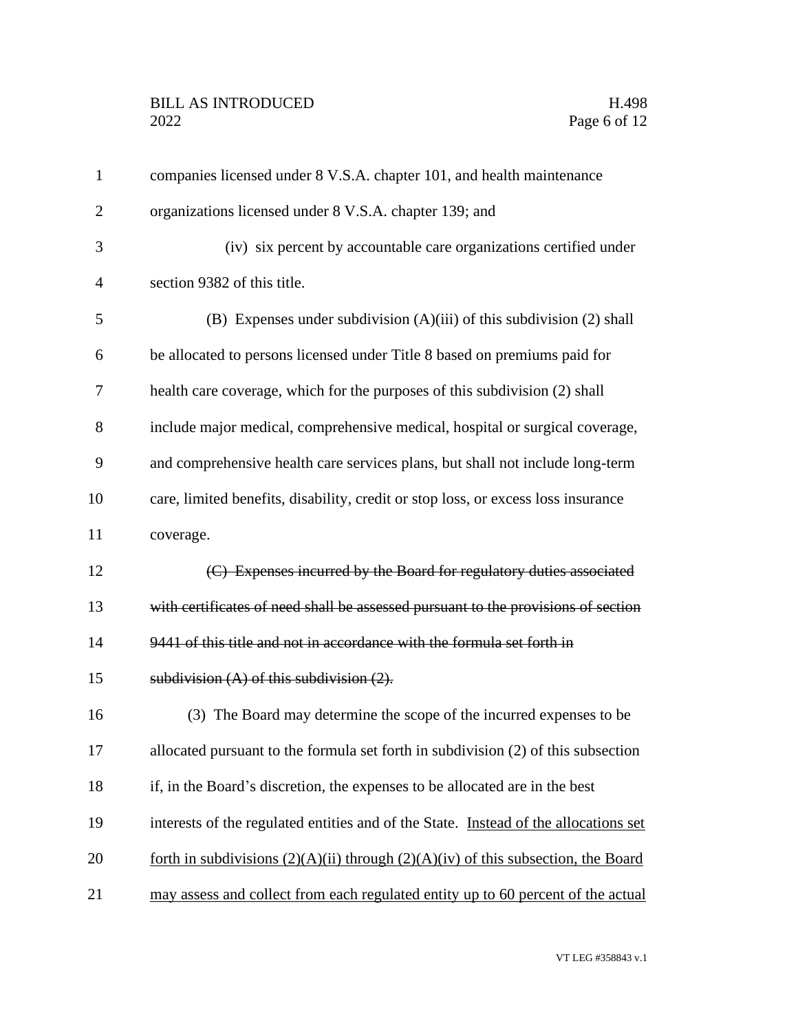companies licensed under 8 V.S.A. chapter 101, and health maintenance organizations licensed under 8 V.S.A. chapter 139; and

(iv) six percent by accountable care organizations certified under section 9382 of this title.

(B) Expenses under subdivision (A)(iii) of this subdivision (2) shall be allocated to persons licensed under Title 8 based on premiums paid for health care coverage, which for the purposes of this subdivision (2) shall include major medical, comprehensive medical, hospital or surgical coverage, and comprehensive health care services plans, but shall not include long-term care, limited benefits, disability, credit or stop loss, or excess loss insurance coverage.

~~(C) Expenses incurred by the Board for regulatory duties associated with certificates of need shall be assessed pursuant to the provisions of section 9441 of this title and not in accordance with the formula set forth in subdivision (A) of this subdivision (2).~~

(3) The Board may determine the scope of the incurred expenses to be allocated pursuant to the formula set forth in subdivision (2) of this subsection if, in the Board's discretion, the expenses to be allocated are in the best interests of the regulated entities and of the State. <u>Instead of the allocations set forth in subdivisions (2)(A)(ii) through (2)(A)(iv) of this subsection, the Board may assess and collect from each regulated entity up to 60 percent of the actual</u>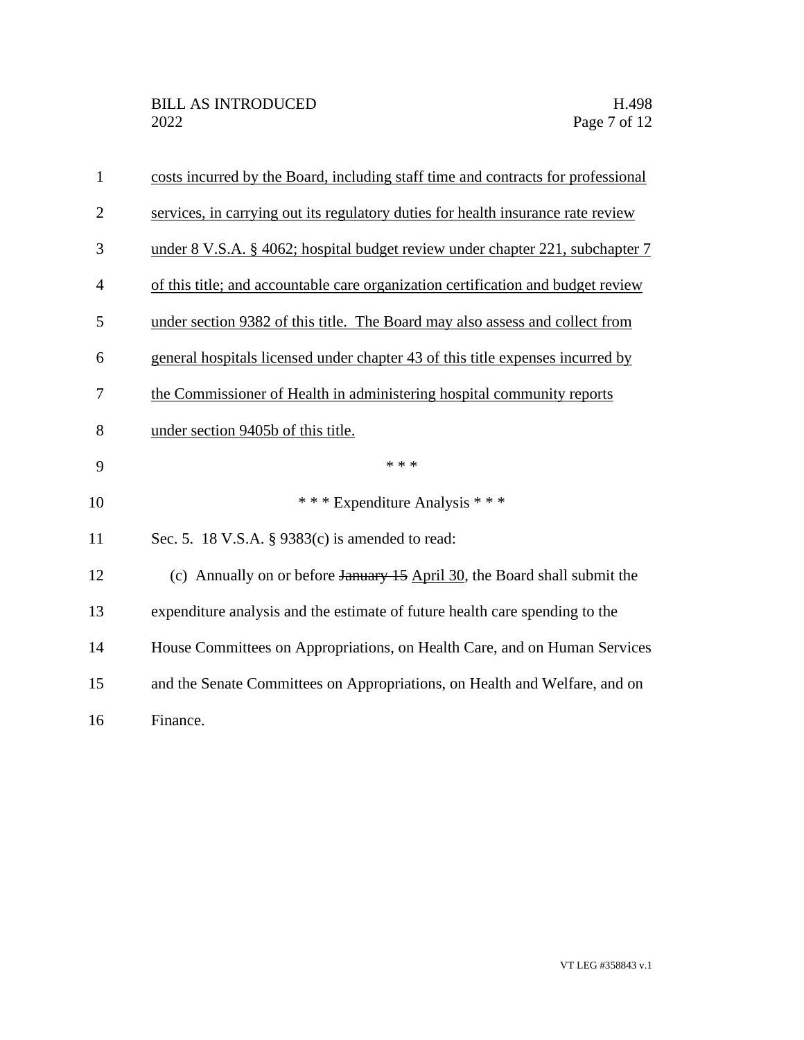costs incurred by the Board, including staff time and contracts for professional services, in carrying out its regulatory duties for health insurance rate review under 8 V.S.A. § 4062; hospital budget review under chapter 221, subchapter 7 of this title; and accountable care organization certification and budget review under section 9382 of this title. The Board may also assess and collect from general hospitals licensed under chapter 43 of this title expenses incurred by the Commissioner of Health in administering hospital community reports under section 9405b of this title.

\* \* \*

\* \* \* Expenditure Analysis \* \* \*

Sec. 5. 18 V.S.A. § 9383(c) is amended to read:

(c) Annually on or before ~~January 15~~ April 30, the Board shall submit the expenditure analysis and the estimate of future health care spending to the House Committees on Appropriations, on Health Care, and on Human Services and the Senate Committees on Appropriations, on Health and Welfare, and on Finance.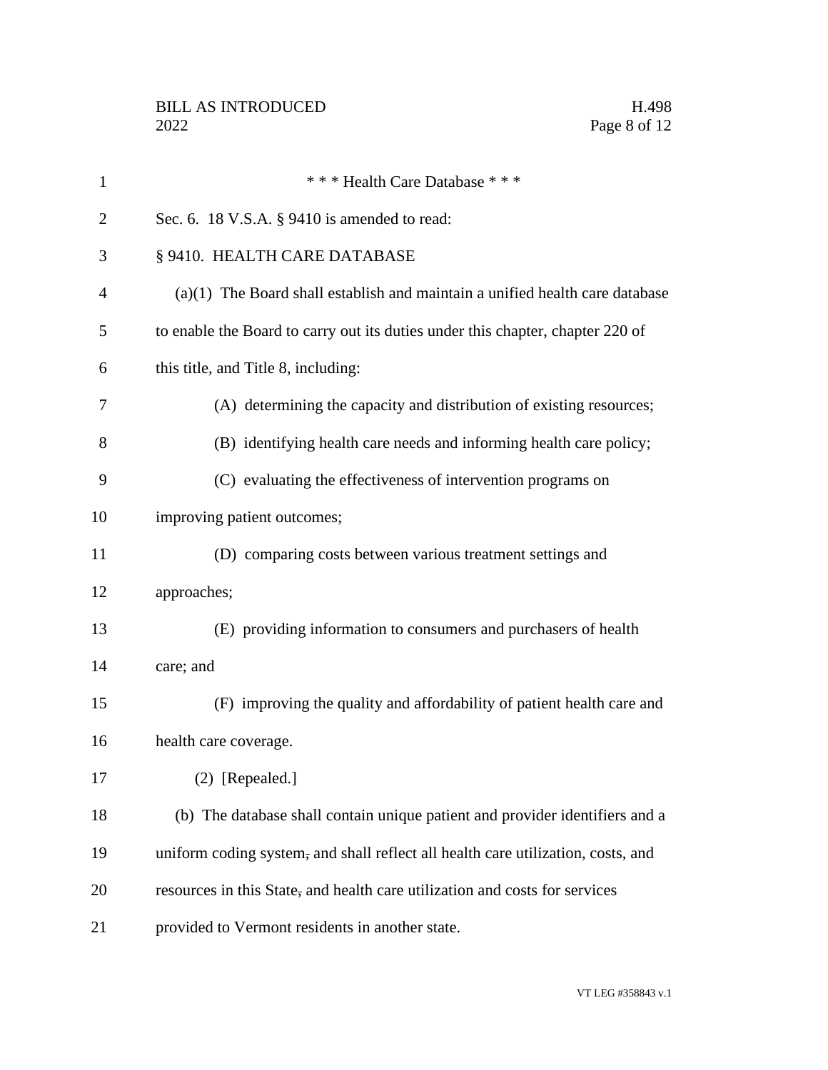\* \* \* Health Care Database \* \* \*

Sec. 6. 18 V.S.A. § 9410 is amended to read:

§ 9410. HEALTH CARE DATABASE

(a)(1) The Board shall establish and maintain a unified health care database to enable the Board to carry out its duties under this chapter, chapter 220 of this title, and Title 8, including:

(A) determining the capacity and distribution of existing resources;

(B) identifying health care needs and informing health care policy;

(C) evaluating the effectiveness of intervention programs on improving patient outcomes;

(D) comparing costs between various treatment settings and approaches;

(E) providing information to consumers and purchasers of health care; and

(F) improving the quality and affordability of patient health care and health care coverage.

(2) [Repealed.]

(b) The database shall contain unique patient and provider identifiers and a uniform coding system, and shall reflect all health care utilization, costs, and resources in this State, and health care utilization and costs for services provided to Vermont residents in another state.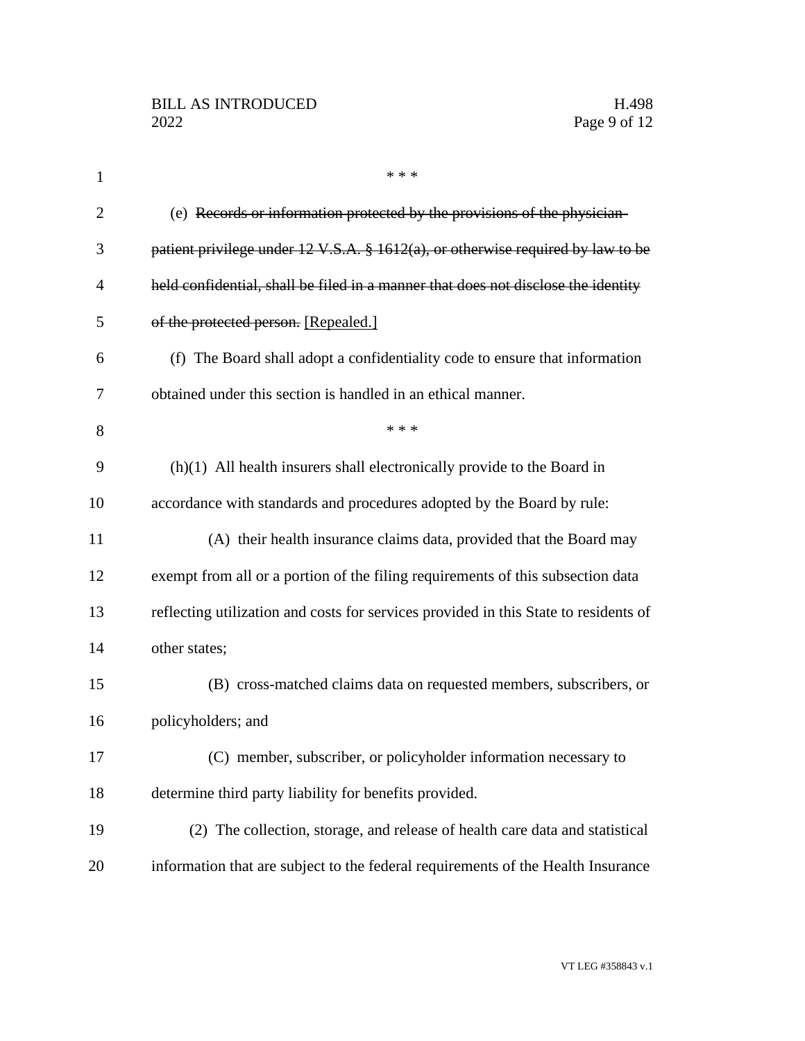\* \* \*

(e) ~~Records or information protected by the provisions of the physician-patient privilege under 12 V.S.A. § 1612(a), or otherwise required by law to be held confidential, shall be filed in a manner that does not disclose the identity of the protected person.~~ <u>[Repealed.]</u>

(f) The Board shall adopt a confidentiality code to ensure that information obtained under this section is handled in an ethical manner.

\* \* \*

(h)(1) All health insurers shall electronically provide to the Board in accordance with standards and procedures adopted by the Board by rule:

(A) their health insurance claims data, provided that the Board may exempt from all or a portion of the filing requirements of this subsection data reflecting utilization and costs for services provided in this State to residents of other states;

(B) cross-matched claims data on requested members, subscribers, or policyholders; and

(C) member, subscriber, or policyholder information necessary to determine third party liability for benefits provided.

(2) The collection, storage, and release of health care data and statistical information that are subject to the federal requirements of the Health Insurance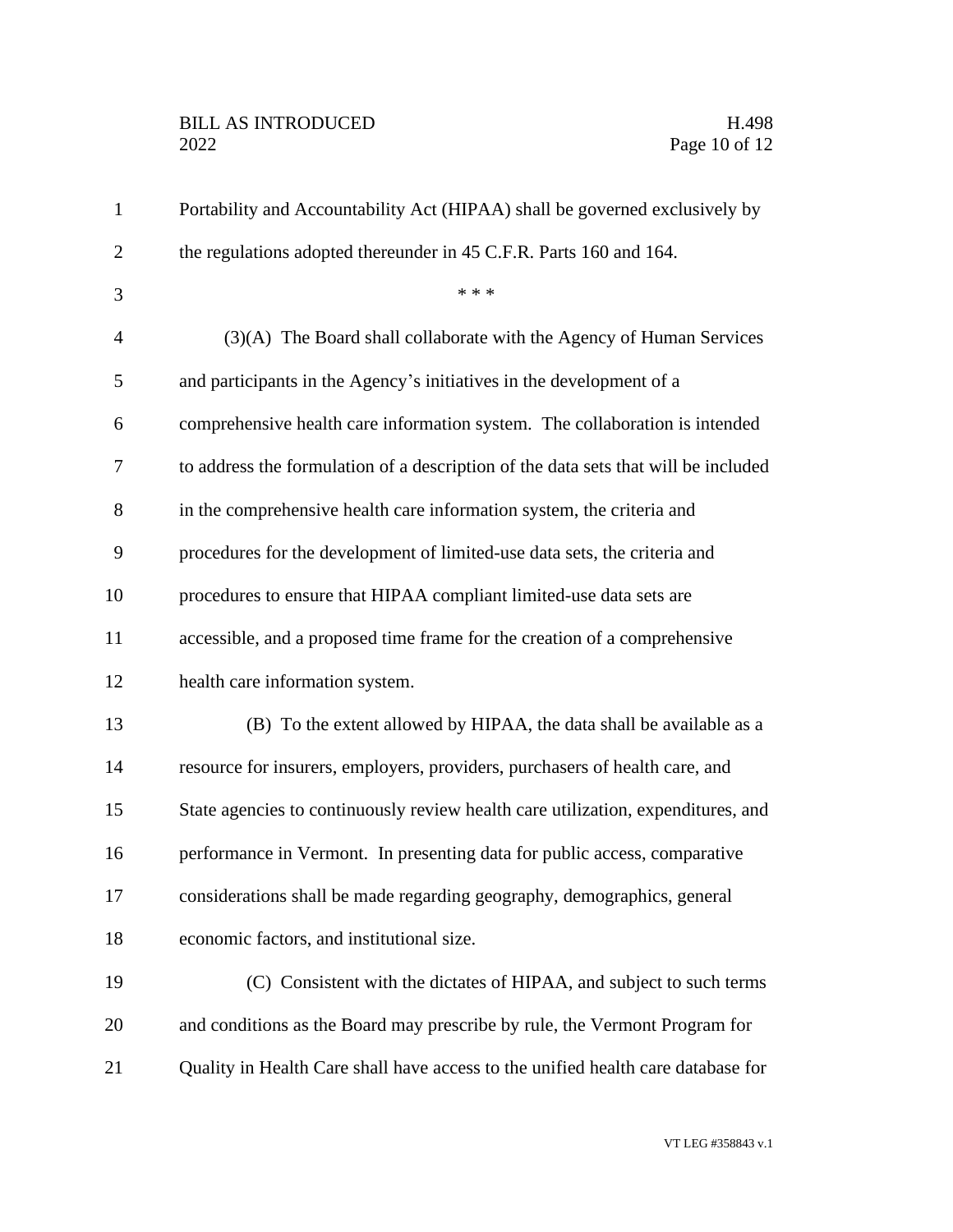Portability and Accountability Act (HIPAA) shall be governed exclusively by the regulations adopted thereunder in 45 C.F.R. Parts 160 and 164.

\* \* \*

(3)(A) The Board shall collaborate with the Agency of Human Services and participants in the Agency's initiatives in the development of a comprehensive health care information system. The collaboration is intended to address the formulation of a description of the data sets that will be included in the comprehensive health care information system, the criteria and procedures for the development of limited-use data sets, the criteria and procedures to ensure that HIPAA compliant limited-use data sets are accessible, and a proposed time frame for the creation of a comprehensive health care information system.

(B) To the extent allowed by HIPAA, the data shall be available as a resource for insurers, employers, providers, purchasers of health care, and State agencies to continuously review health care utilization, expenditures, and performance in Vermont. In presenting data for public access, comparative considerations shall be made regarding geography, demographics, general economic factors, and institutional size.

(C) Consistent with the dictates of HIPAA, and subject to such terms and conditions as the Board may prescribe by rule, the Vermont Program for Quality in Health Care shall have access to the unified health care database for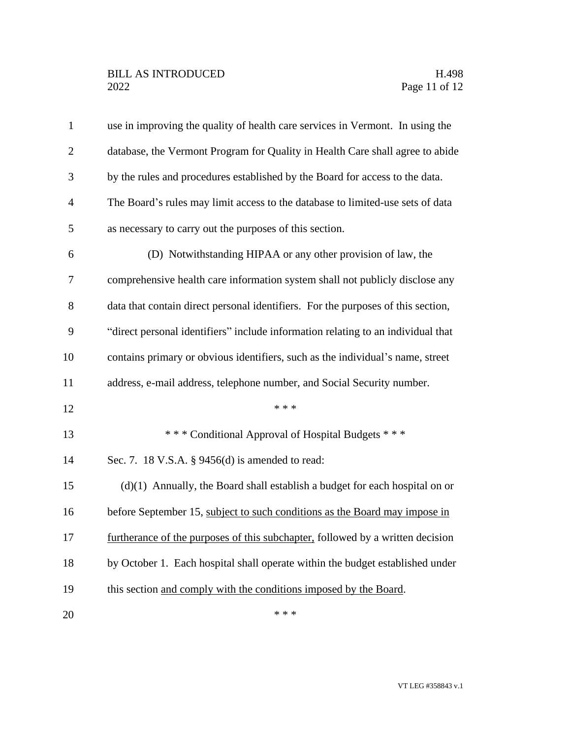use in improving the quality of health care services in Vermont. In using the database, the Vermont Program for Quality in Health Care shall agree to abide by the rules and procedures established by the Board for access to the data. The Board's rules may limit access to the database to limited-use sets of data as necessary to carry out the purposes of this section.

(D) Notwithstanding HIPAA or any other provision of law, the comprehensive health care information system shall not publicly disclose any data that contain direct personal identifiers. For the purposes of this section, "direct personal identifiers" include information relating to an individual that contains primary or obvious identifiers, such as the individual's name, street address, e-mail address, telephone number, and Social Security number.

\* \* \*

\* \* \* Conditional Approval of Hospital Budgets \* \* \*

Sec. 7. 18 V.S.A. § 9456(d) is amended to read:

(d)(1) Annually, the Board shall establish a budget for each hospital on or before September 15, <u>subject to such conditions as the Board may impose in furtherance of the purposes of this subchapter,</u> followed by a written decision by October 1. Each hospital shall operate within the budget established under this section <u>and comply with the conditions imposed by the Board</u>.

\* \* \*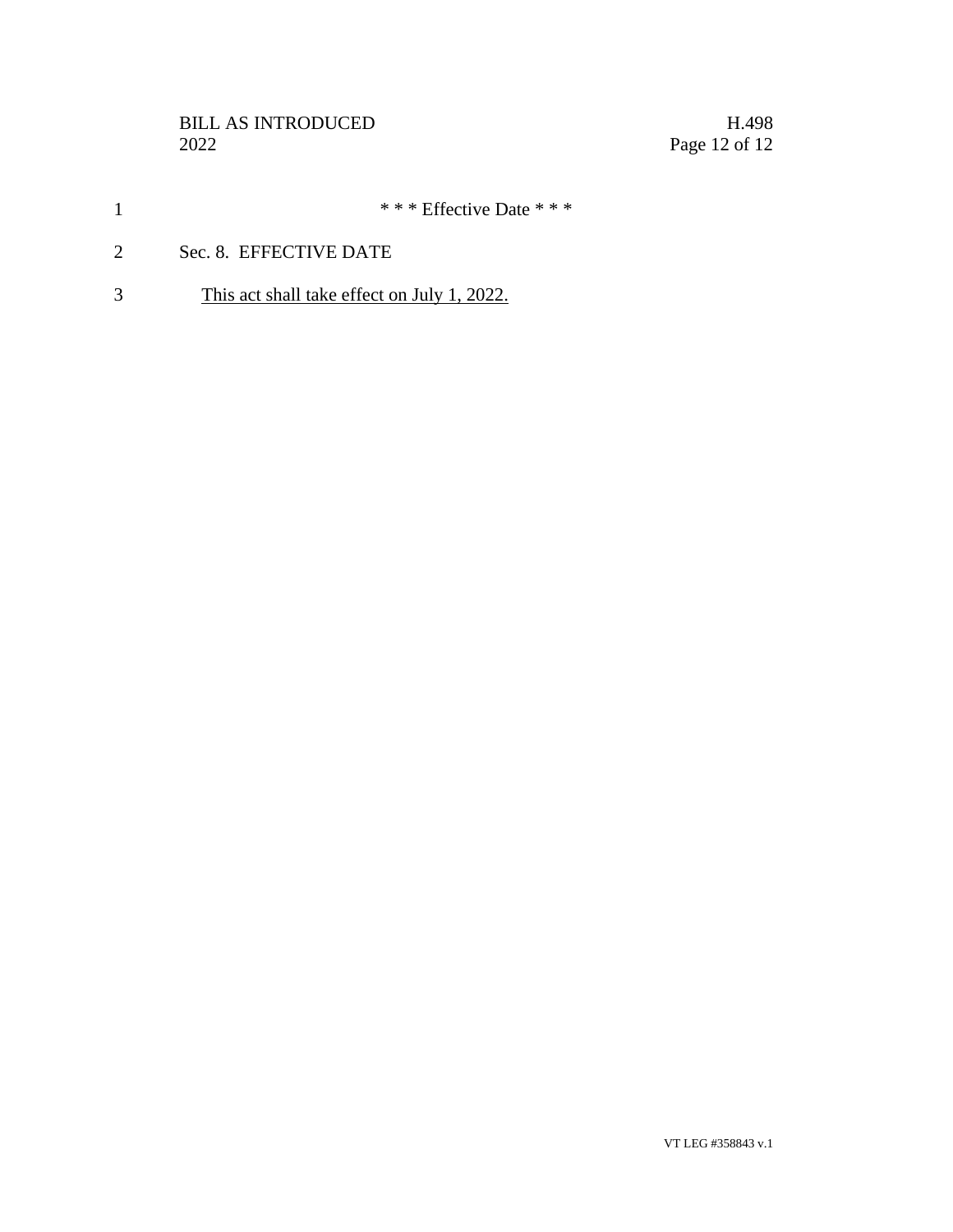\* \* \* Effective Date \* \* \*

Sec. 8. EFFECTIVE DATE

<u>This act shall take effect on July 1, 2022.</u>